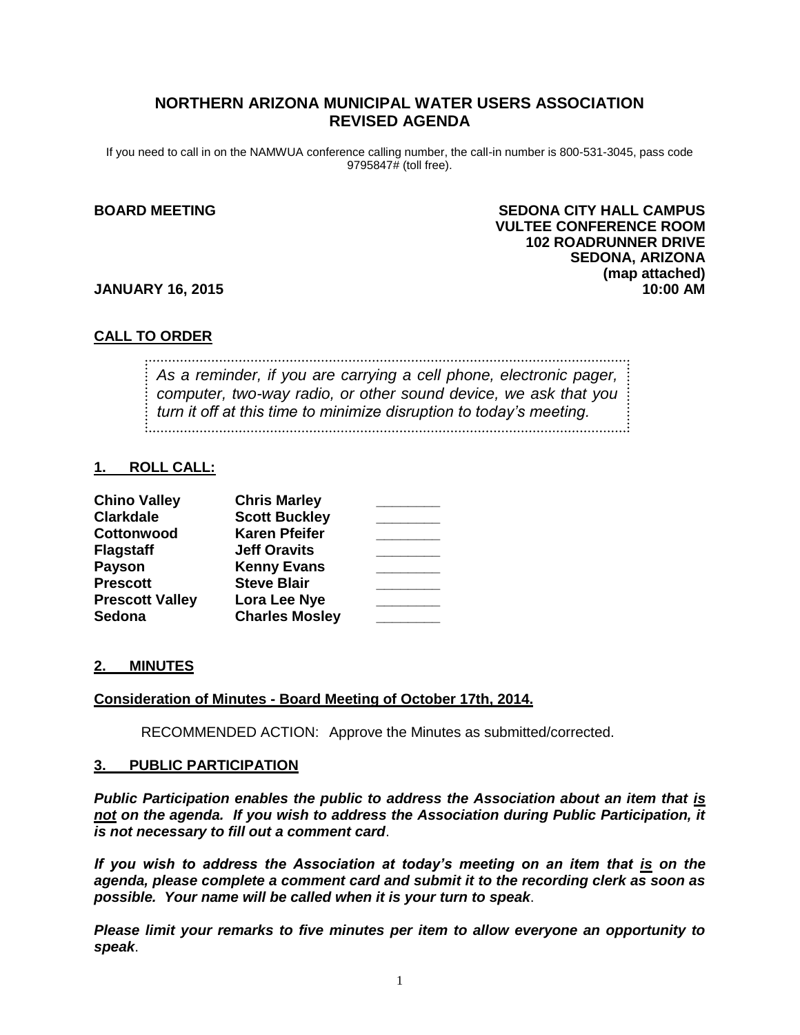# NORTHERN ARIZONA MUNICIPAL WATER USERS ASSOCIATION
## REVISED AGENDA

If you need to call in on the NAMWUA conference calling number, the call-in number is 800-531-3045, pass code 9795847# (toll free).

**BOARD MEETING**

**SEDONA CITY HALL CAMPUS**
**VULTEE CONFERENCE ROOM**
**102 ROADRUNNER DRIVE**
**SEDONA, ARIZONA**
**(map attached)**

**JANUARY 16, 2015** **10:00 AM**

## CALL TO ORDER

*As a reminder, if you are carrying a cell phone, electronic pager, computer, two-way radio, or other sound device, we ask that you turn it off at this time to minimize disruption to today's meeting.*

## 1. ROLL CALL:

| | | |
|---|---|---|
| **Chino Valley** | **Chris Marley** | ________ |
| **Clarkdale** | **Scott Buckley** | ________ |
| **Cottonwood** | **Karen Pfeifer** | ________ |
| **Flagstaff** | **Jeff Oravits** | ________ |
| **Payson** | **Kenny Evans** | ________ |
| **Prescott** | **Steve Blair** | ________ |
| **Prescott Valley** | **Lora Lee Nye** | ________ |
| **Sedona** | **Charles Mosley** | ________ |

## 2. MINUTES

**Consideration of Minutes - Board Meeting of October 17th, 2014.**

RECOMMENDED ACTION: Approve the Minutes as submitted/corrected.

## 3. PUBLIC PARTICIPATION

***Public Participation enables the public to address the Association about an item that is not on the agenda. If you wish to address the Association during Public Participation, it is not necessary to fill out a comment card*.**

***If you wish to address the Association at today's meeting on an item that is on the agenda, please complete a comment card and submit it to the recording clerk as soon as possible. Your name will be called when it is your turn to speak*.**

***Please limit your remarks to five minutes per item to allow everyone an opportunity to speak*.**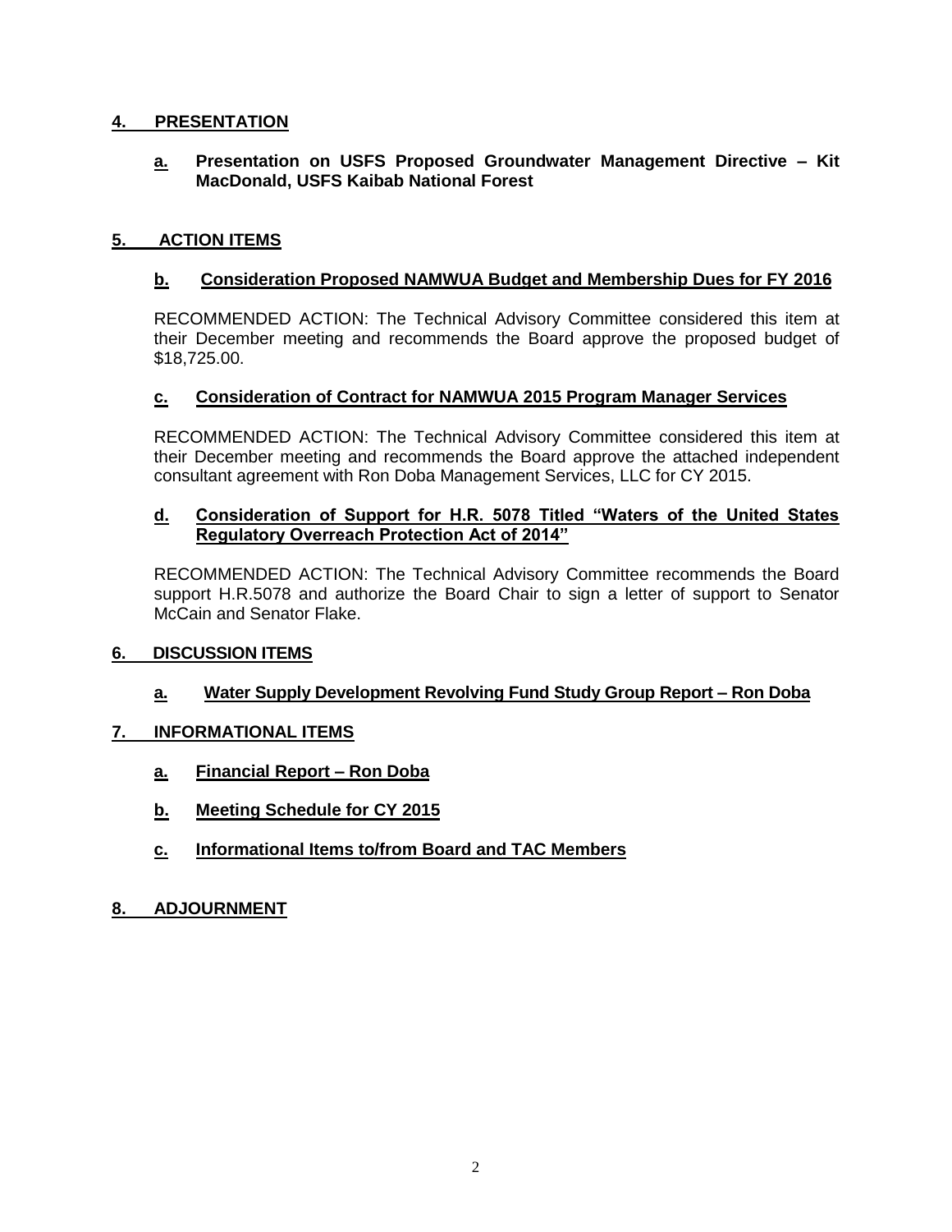## 4. PRESENTATION

### a. Presentation on USFS Proposed Groundwater Management Directive – Kit MacDonald, USFS Kaibab National Forest

## 5. ACTION ITEMS

### b. Consideration Proposed NAMWUA Budget and Membership Dues for FY 2016

RECOMMENDED ACTION: The Technical Advisory Committee considered this item at their December meeting and recommends the Board approve the proposed budget of $18,725.00.

### c. Consideration of Contract for NAMWUA 2015 Program Manager Services

RECOMMENDED ACTION: The Technical Advisory Committee considered this item at their December meeting and recommends the Board approve the attached independent consultant agreement with Ron Doba Management Services, LLC for CY 2015.

### d. Consideration of Support for H.R. 5078 Titled "Waters of the United States Regulatory Overreach Protection Act of 2014"

RECOMMENDED ACTION: The Technical Advisory Committee recommends the Board support H.R.5078 and authorize the Board Chair to sign a letter of support to Senator McCain and Senator Flake.

## 6. DISCUSSION ITEMS

### a. Water Supply Development Revolving Fund Study Group Report – Ron Doba

## 7. INFORMATIONAL ITEMS

### a. Financial Report – Ron Doba

### b. Meeting Schedule for CY 2015

### c. Informational Items to/from Board and TAC Members

## 8. ADJOURNMENT